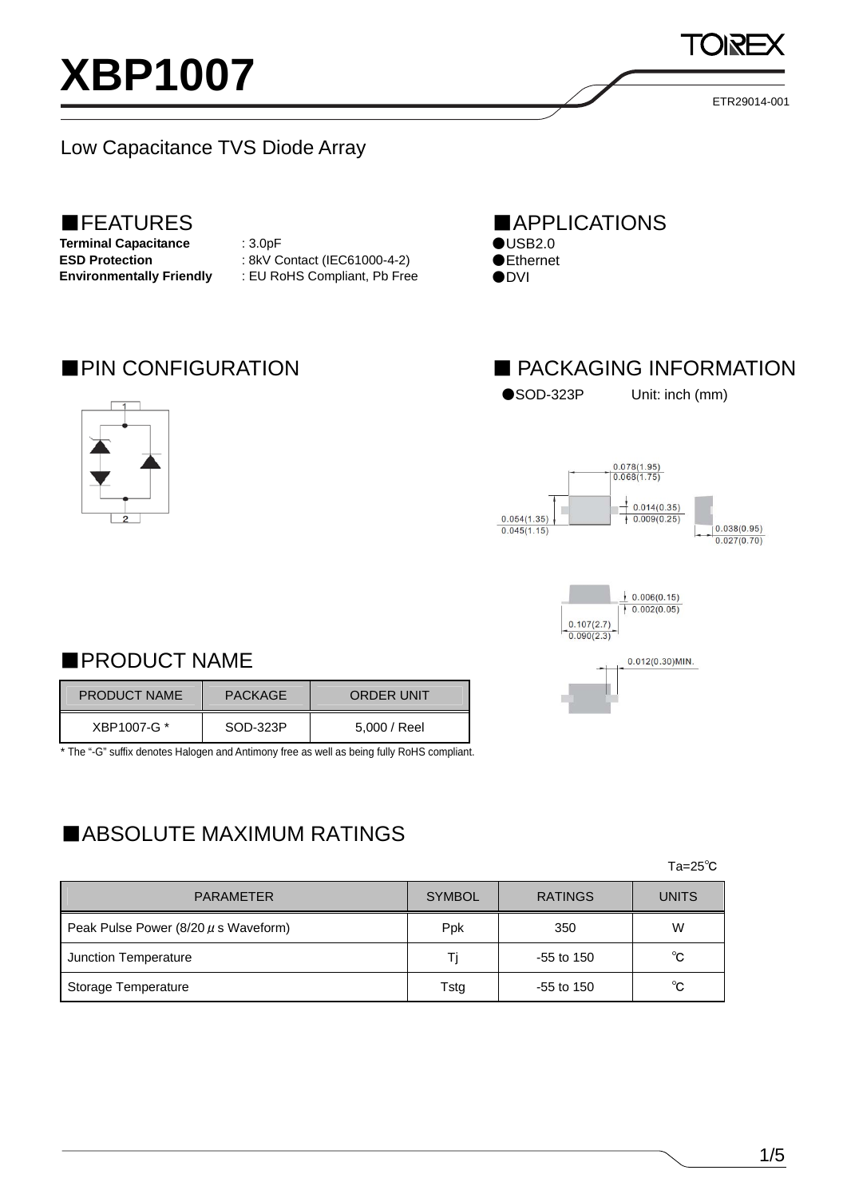# XBP1007

ETR29014-001

Low Capacitance TVS Diode Array

## ■FEATURES

**Terminal Capacitance** : 3.0pF
**ESD Protection** : 8kV Contact (IEC61000-4-2)
**Environmentally Friendly** : EU RoHS Compliant, Pb Free

## ■APPLICATIONS

●USB2.0
●Ethernet
●DVI

## ■PIN CONFIGURATION

## ■ PACKAGING INFORMATION

●SOD-323P Unit: inch (mm)

0.078(1.95) / 0.068(1.75)
0.014(0.35) / 0.009(0.25)
0.054(1.35) / 0.045(1.15)
0.038(0.95) / 0.027(0.70)
0.006(0.15) / 0.002(0.05)
0.107(2.7) / 0.090(2.3)
0.012(0.30)MIN.

## ■PRODUCT NAME

| PRODUCT NAME | PACKAGE | ORDER UNIT |
|---|---|---|
| XBP1007-G * | SOD-323P | 5,000 / Reel |

* The "-G" suffix denotes Halogen and Antimony free as well as being fully RoHS compliant.

## ■ABSOLUTE MAXIMUM RATINGS

Ta=25℃

| PARAMETER | SYMBOL | RATINGS | UNITS |
|---|---|---|---|
| Peak Pulse Power (8/20 μs Waveform) | Ppk | 350 | W |
| Junction Temperature | Tj | -55 to 150 | ℃ |
| Storage Temperature | Tstg | -55 to 150 | ℃ |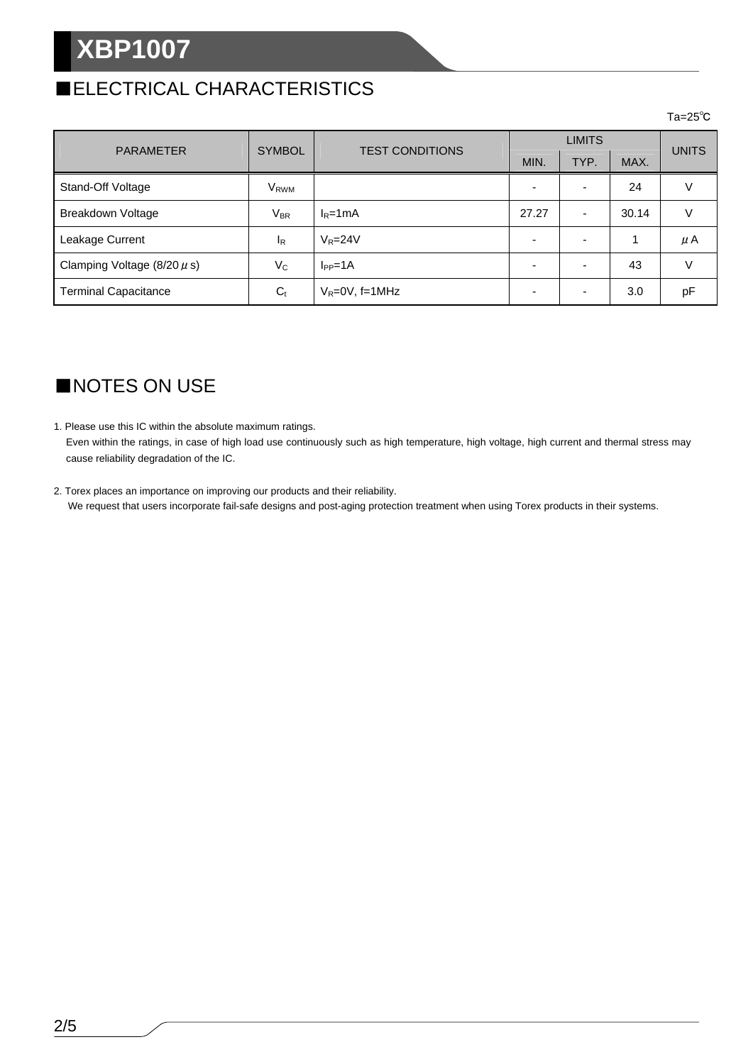## ■ELECTRICAL CHARACTERISTICS

Ta=25℃

| PARAMETER | SYMBOL | TEST CONDITIONS | LIMITS | | | UNITS |
|---|---|---|---|---|---|---|
| | | | MIN. | TYP. | MAX. | |
| Stand-Off Voltage | $V_{RWM}$ | | - | - | 24 | V |
| Breakdown Voltage | $V_{BR}$ | $I_R$=1mA | 27.27 | - | 30.14 | V |
| Leakage Current | $I_R$ | $V_R$=24V | - | - | 1 | μA |
| Clamping Voltage (8/20μs) | $V_C$ | $I_{PP}$=1A | - | - | 43 | V |
| Terminal Capacitance | $C_t$ | $V_R$=0V, f=1MHz | - | - | 3.0 | pF |

## ■NOTES ON USE

1. Please use this IC within the absolute maximum ratings.
   Even within the ratings, in case of high load use continuously such as high temperature, high voltage, high current and thermal stress may cause reliability degradation of the IC.

2. Torex places an importance on improving our products and their reliability.
   We request that users incorporate fail-safe designs and post-aging protection treatment when using Torex products in their systems.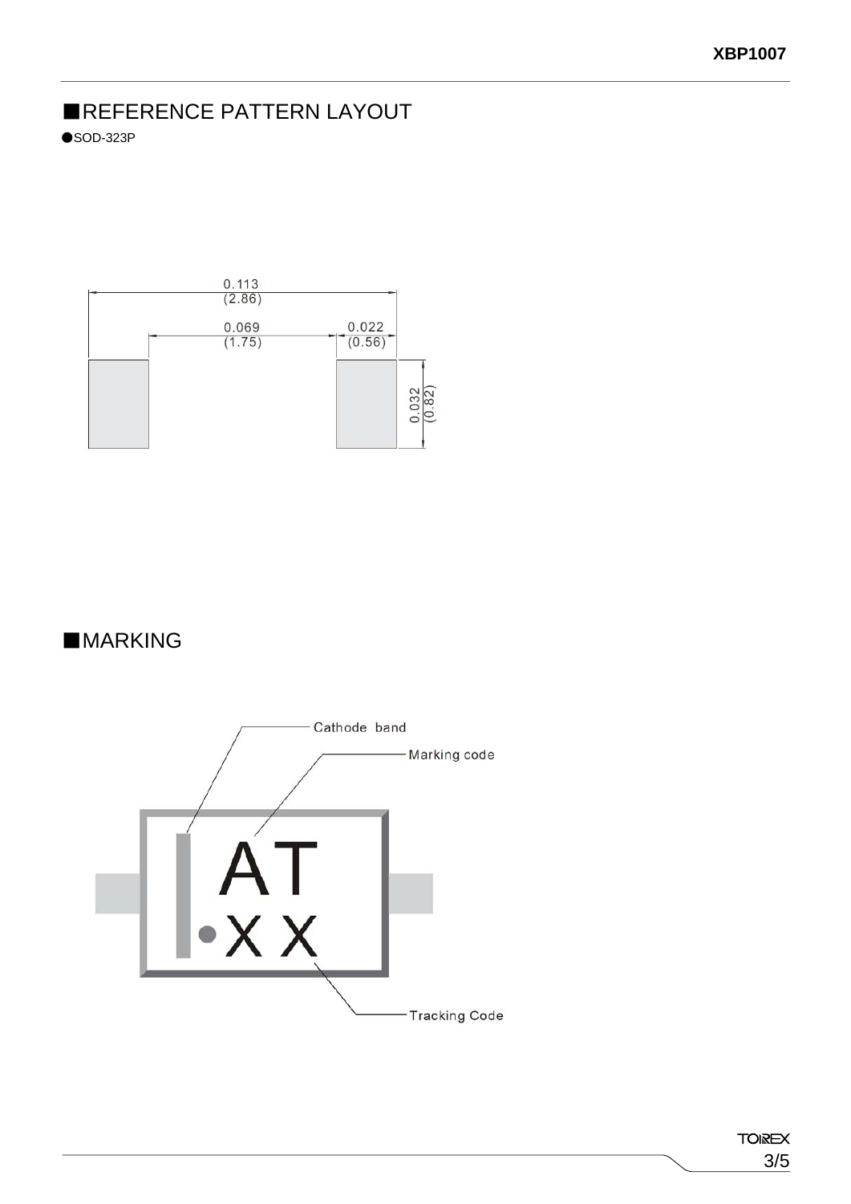## ■REFERENCE PATTERN LAYOUT

●SOD-323P

0.113
(2.86)

0.069
(1.75)

0.022
(0.56)

0.032
(0.82)

## ■MARKING

Cathode band

Marking code

AT

XX

Tracking Code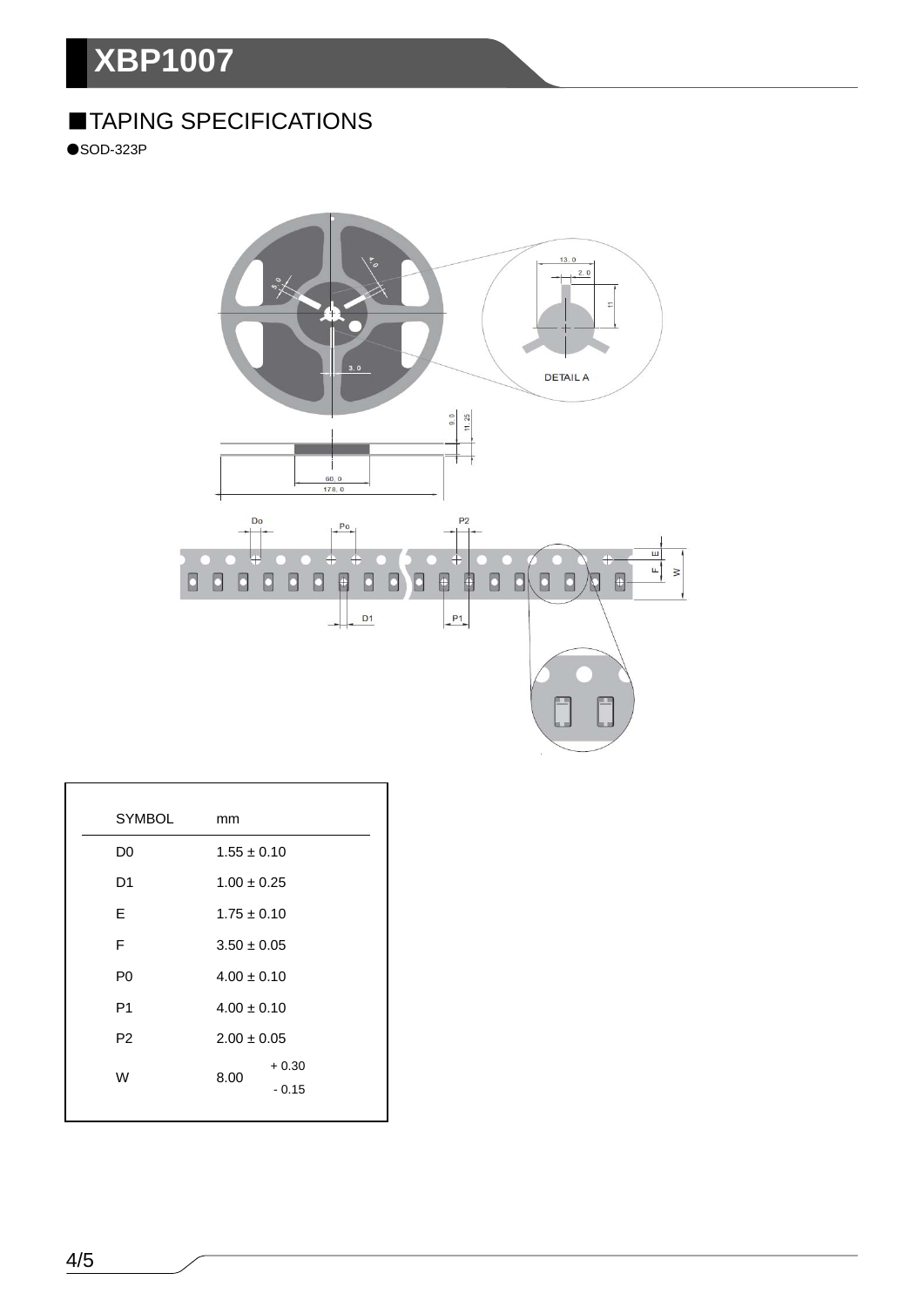## ■TAPING SPECIFICATIONS

●SOD-323P

| SYMBOL | mm |
|---|---|
| D0 | 1.55 ± 0.10 |
| D1 | 1.00 ± 0.25 |
| E | 1.75 ± 0.10 |
| F | 3.50 ± 0.05 |
| P0 | 4.00 ± 0.10 |
| P1 | 4.00 ± 0.10 |
| P2 | 2.00 ± 0.05 |
| W | 8.00 $^{+0.30}_{-0.15}$ |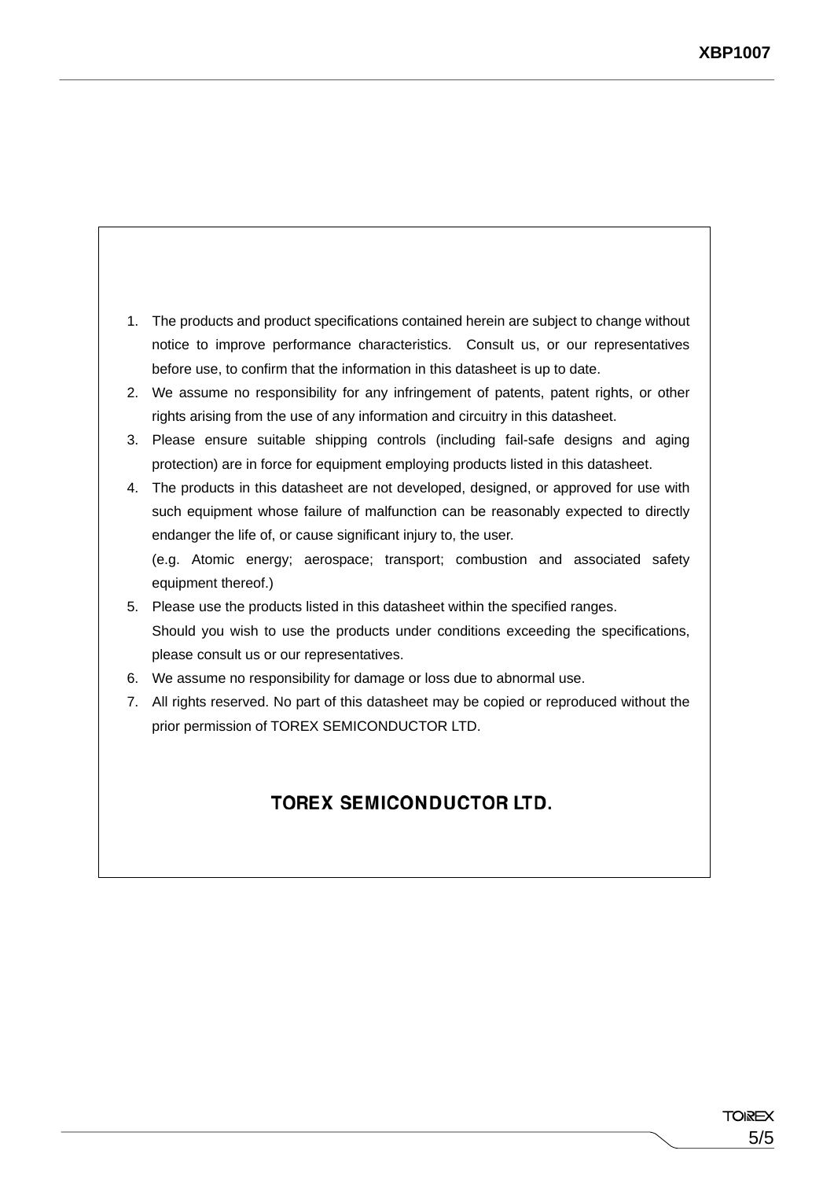1. The products and product specifications contained herein are subject to change without notice to improve performance characteristics. Consult us, or our representatives before use, to confirm that the information in this datasheet is up to date.
2. We assume no responsibility for any infringement of patents, patent rights, or other rights arising from the use of any information and circuitry in this datasheet.
3. Please ensure suitable shipping controls (including fail-safe designs and aging protection) are in force for equipment employing products listed in this datasheet.
4. The products in this datasheet are not developed, designed, or approved for use with such equipment whose failure of malfunction can be reasonably expected to directly endanger the life of, or cause significant injury to, the user.
   (e.g. Atomic energy; aerospace; transport; combustion and associated safety equipment thereof.)
5. Please use the products listed in this datasheet within the specified ranges.
   Should you wish to use the products under conditions exceeding the specifications, please consult us or our representatives.
6. We assume no responsibility for damage or loss due to abnormal use.
7. All rights reserved. No part of this datasheet may be copied or reproduced without the prior permission of TOREX SEMICONDUCTOR LTD.

**TOREX SEMICONDUCTOR LTD.**